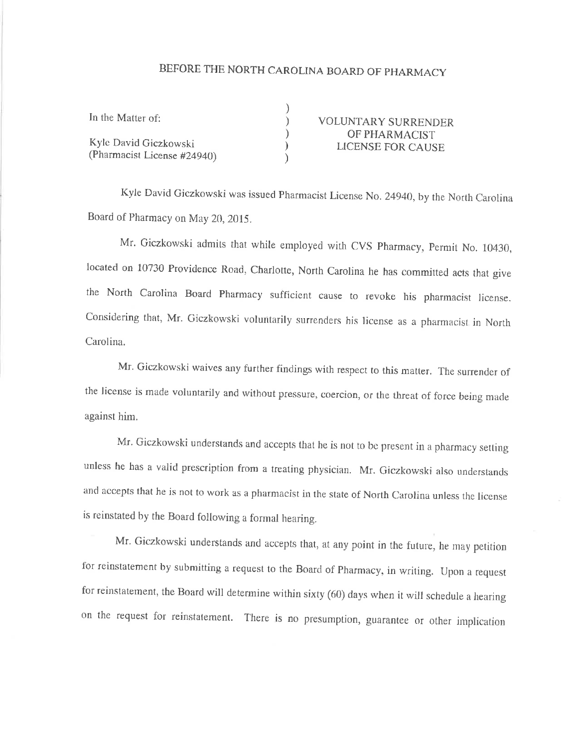# BEFORE THE NORTH CAROLINA BOARD OF PHARMACY

| | | |
|---|---|---|
| In the Matter of: | ) | VOLUNTARY SURRENDER |
| | ) | OF PHARMACIST |
| Kyle David Giczkowski | ) | LICENSE FOR CAUSE |
| (Pharmacist License #24940) | ) | |

Kyle David Giczkowski was issued Pharmacist License No. 24940, by the North Carolina Board of Pharmacy on May 20, 2015.

Mr. Giczkowski admits that while employed with CVS Pharmacy, Permit No. 10430, located on 10730 Providence Road, Charlotte, North Carolina he has committed acts that give the North Carolina Board Pharmacy sufficient cause to revoke his pharmacist license. Considering that, Mr. Giczkowski voluntarily surrenders his license as a pharmacist in North Carolina.

Mr. Giczkowski waives any further findings with respect to this matter. The surrender of the license is made voluntarily and without pressure, coercion, or the threat of force being made against him.

Mr. Giczkowski understands and accepts that he is not to be present in a pharmacy setting unless he has a valid prescription from a treating physician. Mr. Giczkowski also understands and accepts that he is not to work as a pharmacist in the state of North Carolina unless the license is reinstated by the Board following a formal hearing.

Mr. Giczkowski understands and accepts that, at any point in the future, he may petition for reinstatement by submitting a request to the Board of Pharmacy, in writing. Upon a request for reinstatement, the Board will determine within sixty (60) days when it will schedule a hearing on the request for reinstatement. There is no presumption, guarantee or other implication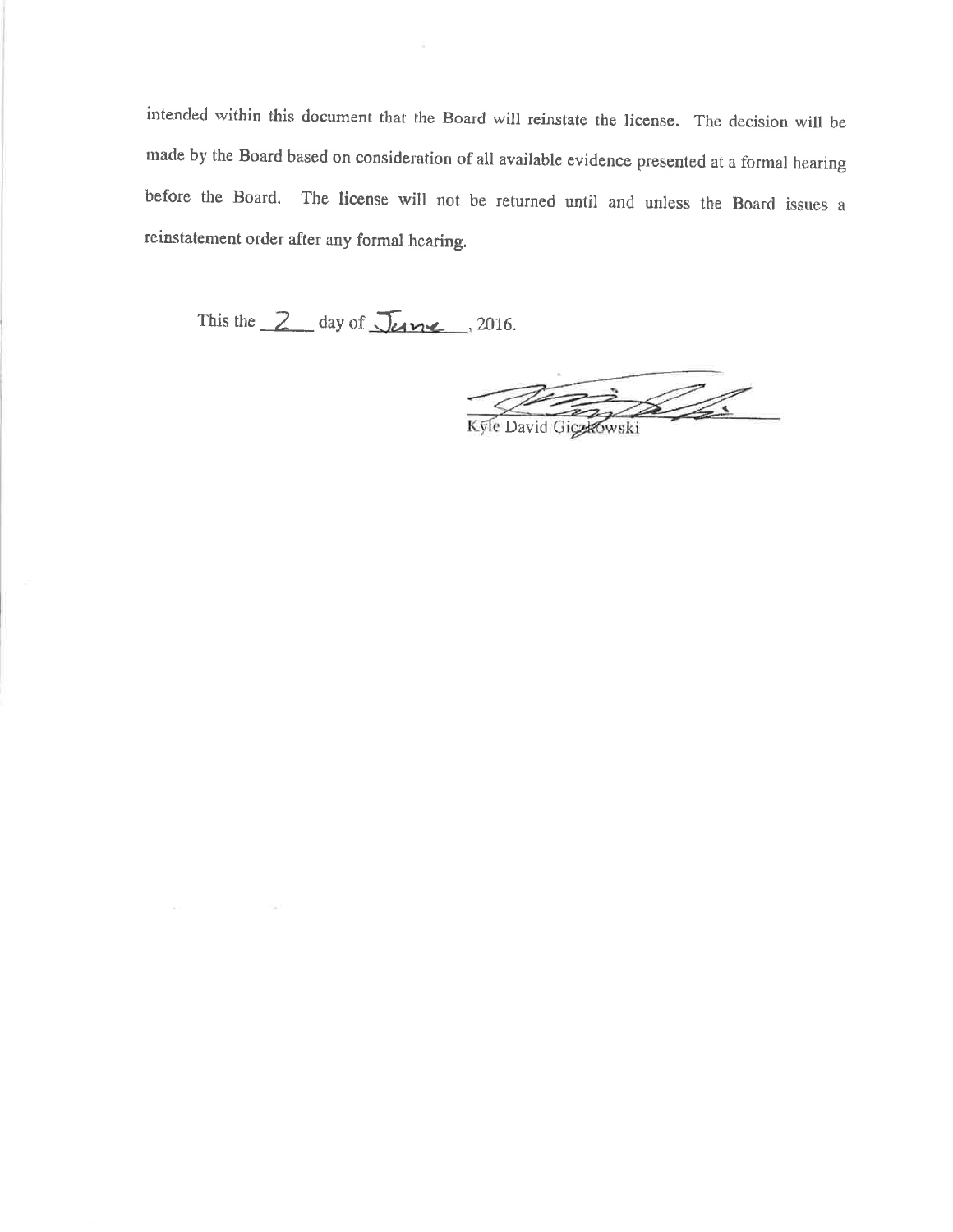intended within this document that the Board will reinstate the license. The decision will be made by the Board based on consideration of all available evidence presented at a formal hearing before the Board. The license will not be returned until and unless the Board issues a reinstatement order after any formal hearing.

This the 2 day of June, 2016.

Kyle David Giczkowski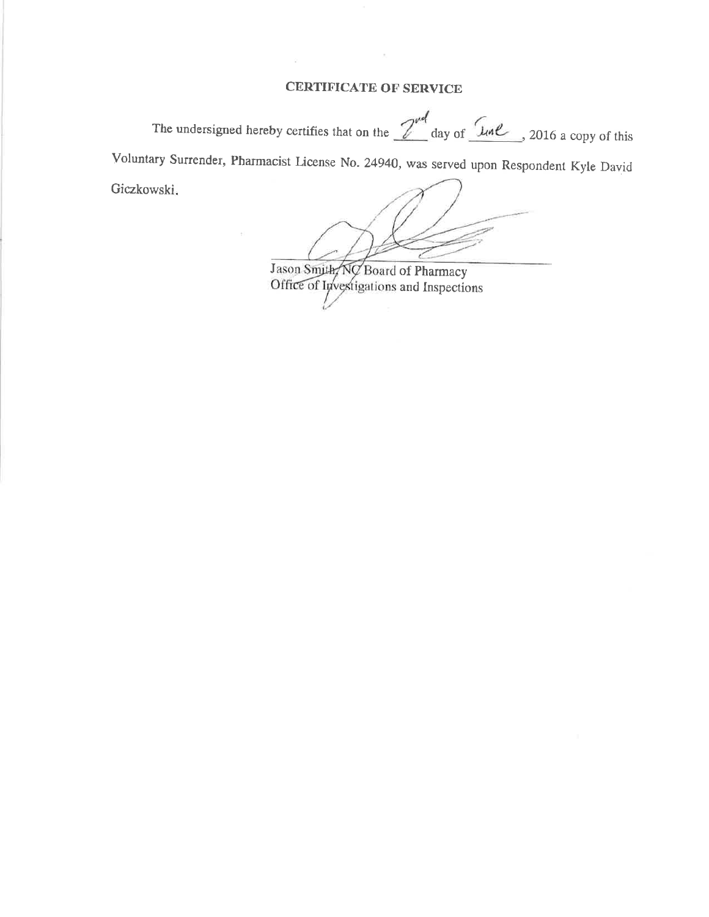## CERTIFICATE OF SERVICE

The undersigned hereby certifies that on the 2nd day of June, 2016 a copy of this Voluntary Surrender, Pharmacist License No. 24940, was served upon Respondent Kyle David Giczkowski.

Jason Smith, NC Board of Pharmacy
Office of Investigations and Inspections